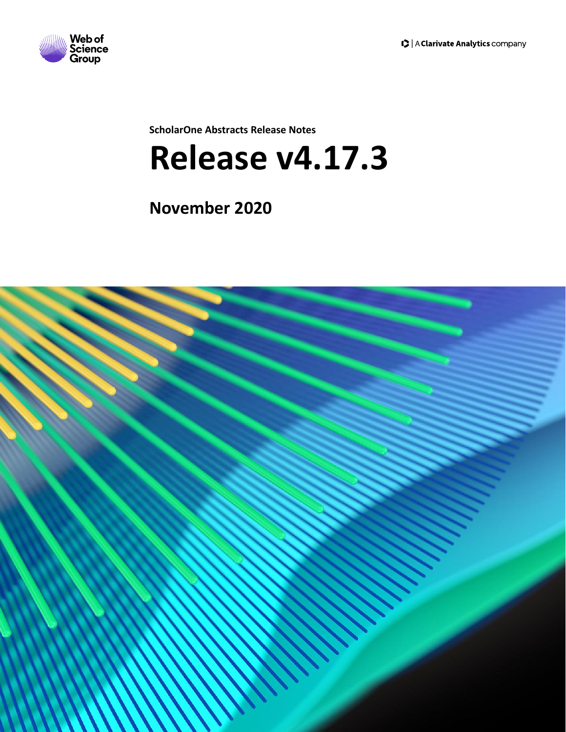Web of Science Group

A Clarivate Analytics company

ScholarOne Abstracts Release Notes

# Release v4.17.3

## November 2020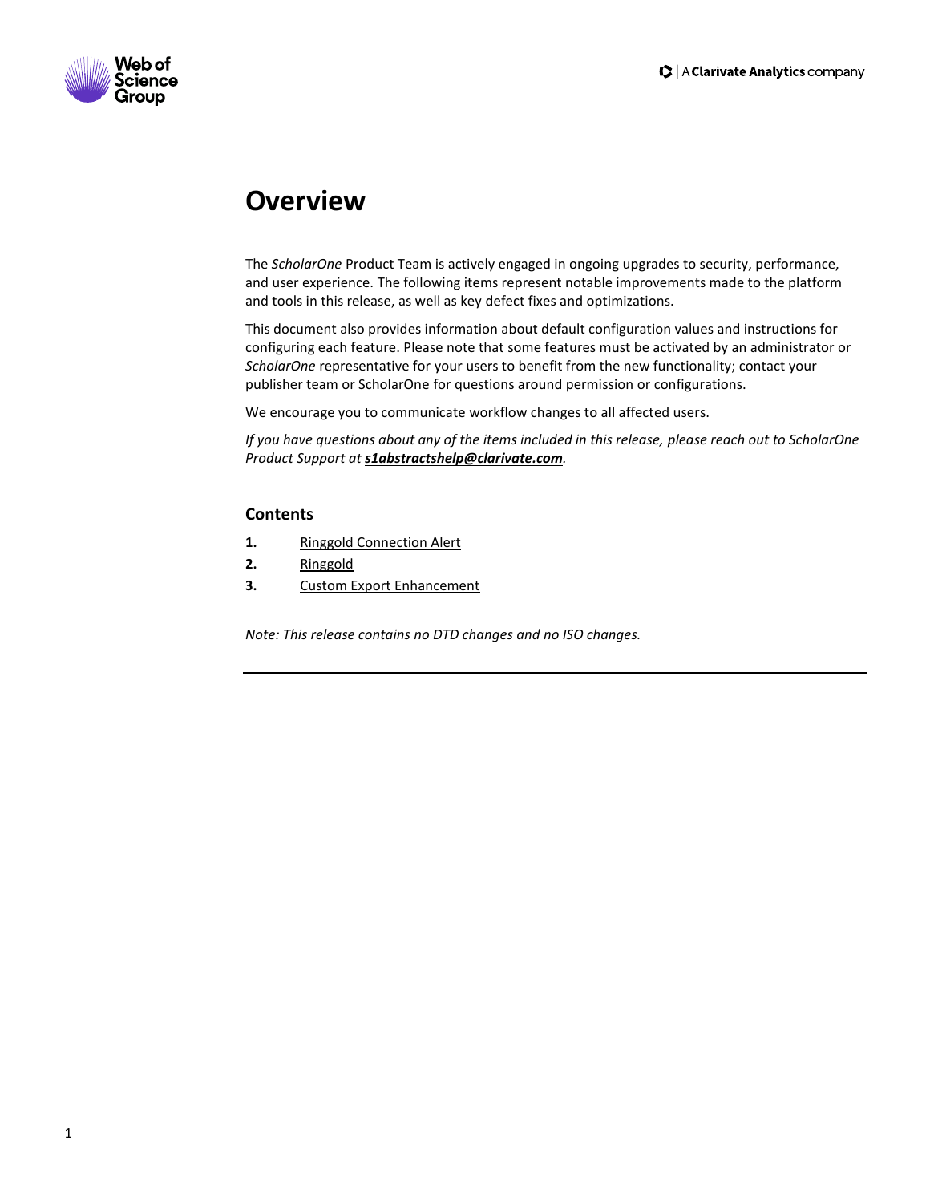# Overview

The *ScholarOne* Product Team is actively engaged in ongoing upgrades to security, performance, and user experience. The following items represent notable improvements made to the platform and tools in this release, as well as key defect fixes and optimizations.

This document also provides information about default configuration values and instructions for configuring each feature. Please note that some features must be activated by an administrator or *ScholarOne* representative for your users to benefit from the new functionality; contact your publisher team or ScholarOne for questions around permission or configurations.

We encourage you to communicate workflow changes to all affected users.

*If you have questions about any of the items included in this release, please reach out to ScholarOne Product Support at* ***s1abstractshelp@clarivate.com****.*

## Contents

1. Ringgold Connection Alert
2. Ringgold
3. Custom Export Enhancement

*Note: This release contains no DTD changes and no ISO changes.*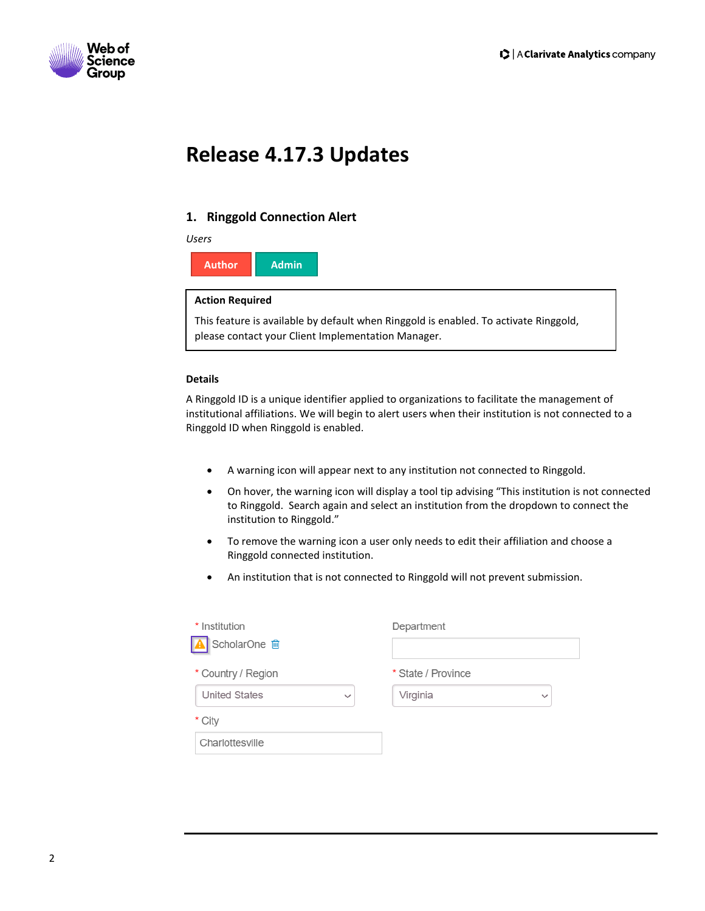# Release 4.17.3 Updates

## 1. Ringgold Connection Alert

*Users*

Author | Admin

**Action Required**

This feature is available by default when Ringgold is enabled. To activate Ringgold, please contact your Client Implementation Manager.

**Details**

A Ringgold ID is a unique identifier applied to organizations to facilitate the management of institutional affiliations. We will begin to alert users when their institution is not connected to a Ringgold ID when Ringgold is enabled.

- A warning icon will appear next to any institution not connected to Ringgold.
- On hover, the warning icon will display a tool tip advising "This institution is not connected to Ringgold. Search again and select an institution from the dropdown to connect the institution to Ringgold."
- To remove the warning icon a user only needs to edit their affiliation and choose a Ringgold connected institution.
- An institution that is not connected to Ringgold will not prevent submission.

\* Institution
ScholarOne

Department

\* Country / Region
United States

\* State / Province
Virginia

\* City
Charlottesville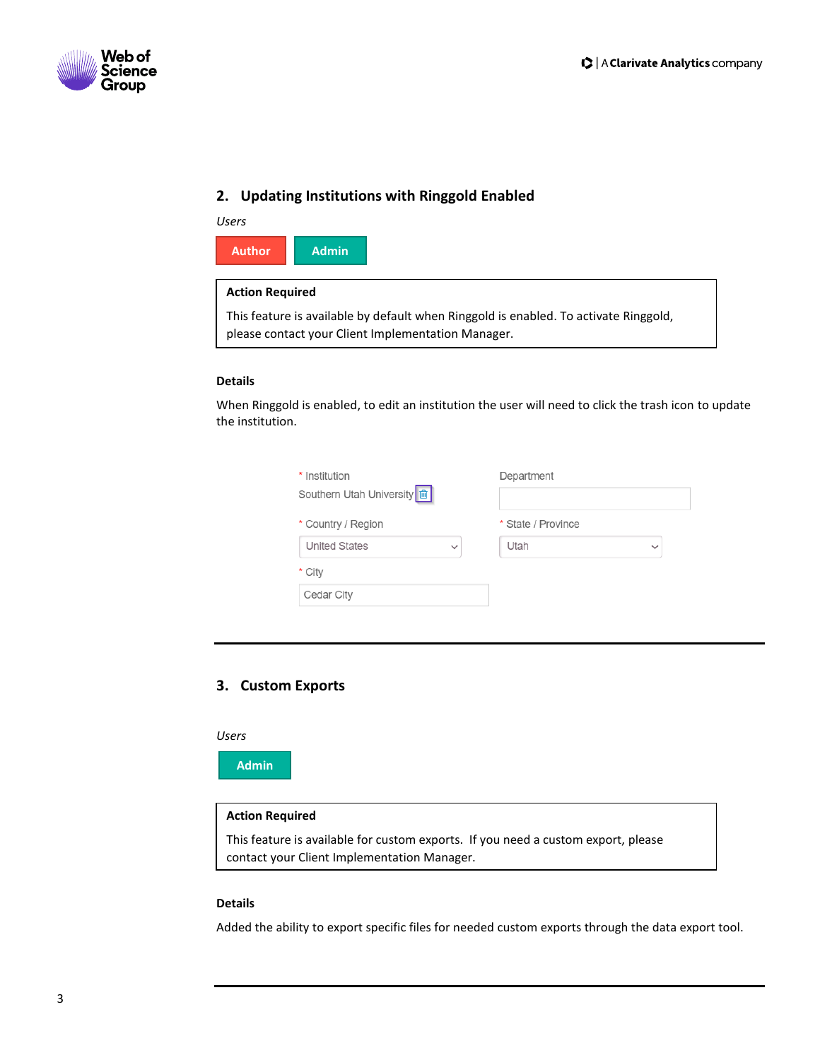## 2. Updating Institutions with Ringgold Enabled

*Users*

**Author** **Admin**

**Action Required**

This feature is available by default when Ringgold is enabled. To activate Ringgold, please contact your Client Implementation Manager.

**Details**

When Ringgold is enabled, to edit an institution the user will need to click the trash icon to update the institution.

\* Institution
Southern Utah University

Department

\* Country / Region
United States

\* State / Province
Utah

\* City
Cedar City

---

## 3. Custom Exports

*Users*

**Admin**

**Action Required**

This feature is available for custom exports. If you need a custom export, please contact your Client Implementation Manager.

**Details**

Added the ability to export specific files for needed custom exports through the data export tool.

---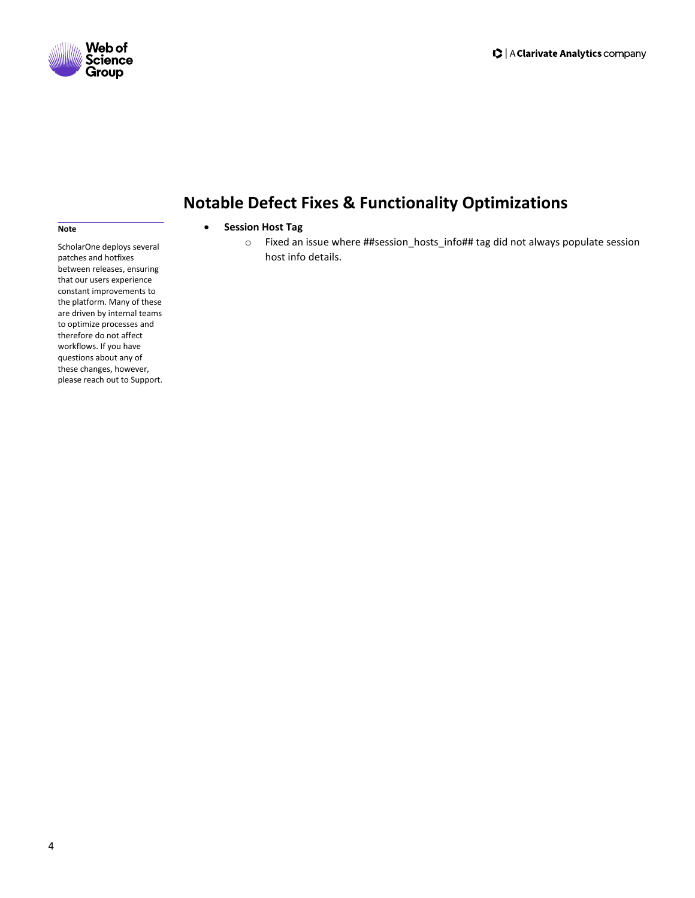## Notable Defect Fixes & Functionality Optimizations

**Note**

ScholarOne deploys several patches and hotfixes between releases, ensuring that our users experience constant improvements to the platform. Many of these are driven by internal teams to optimize processes and therefore do not affect workflows. If you have questions about any of these changes, however, please reach out to Support.

- **Session Host Tag**
  - Fixed an issue where ##session_hosts_info## tag did not always populate session host info details.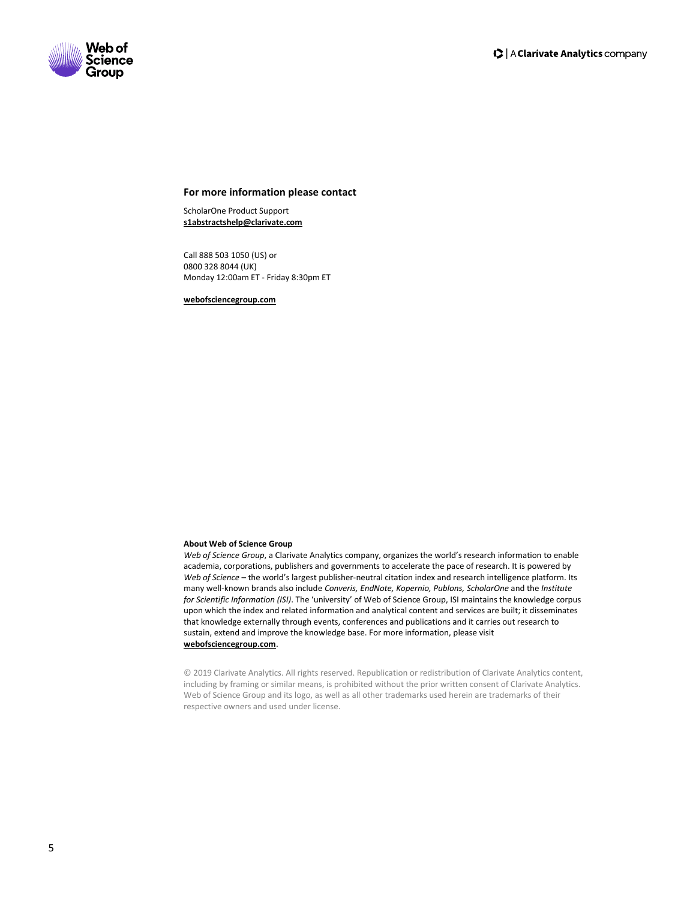**For more information please contact**

ScholarOne Product Support
**s1abstractshelp@clarivate.com**

Call 888 503 1050 (US) or
0800 328 8044 (UK)
Monday 12:00am ET - Friday 8:30pm ET

**webofsciencegroup.com**

**About Web of Science Group**
*Web of Science Group*, a Clarivate Analytics company, organizes the world's research information to enable academia, corporations, publishers and governments to accelerate the pace of research. It is powered by *Web of Science* – the world's largest publisher-neutral citation index and research intelligence platform. Its many well-known brands also include *Converis, EndNote, Kopernio, Publons, ScholarOne* and the *Institute for Scientific Information (ISI)*. The 'university' of Web of Science Group, ISI maintains the knowledge corpus upon which the index and related information and analytical content and services are built; it disseminates that knowledge externally through events, conferences and publications and it carries out research to sustain, extend and improve the knowledge base. For more information, please visit **webofsciencegroup.com**.

© 2019 Clarivate Analytics. All rights reserved. Republication or redistribution of Clarivate Analytics content, including by framing or similar means, is prohibited without the prior written consent of Clarivate Analytics. Web of Science Group and its logo, as well as all other trademarks used herein are trademarks of their respective owners and used under license.